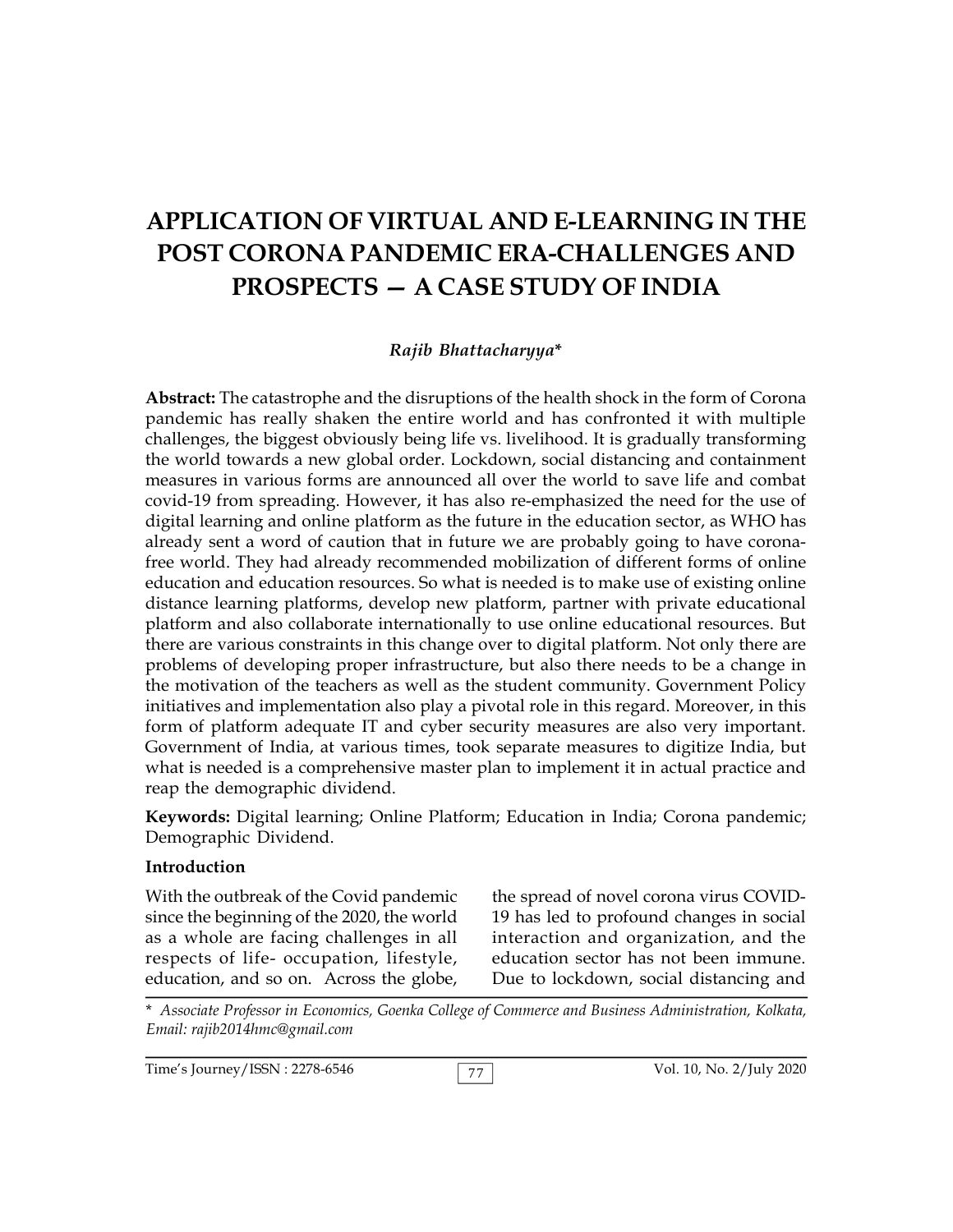# APPLICATION OF VIRTUAL AND E-LEARNING IN THE POST CORONA PANDEMIC ERA-CHALLENGES AND PROSPECTS — A CASE STUDY OF INDIA

***Rajib Bhattacharyya****

**Abstract:** The catastrophe and the disruptions of the health shock in the form of Corona pandemic has really shaken the entire world and has confronted it with multiple challenges, the biggest obviously being life vs. livelihood. It is gradually transforming the world towards a new global order. Lockdown, social distancing and containment measures in various forms are announced all over the world to save life and combat covid-19 from spreading. However, it has also re-emphasized the need for the use of digital learning and online platform as the future in the education sector, as WHO has already sent a word of caution that in future we are probably going to have corona-free world. They had already recommended mobilization of different forms of online education and education resources. So what is needed is to make use of existing online distance learning platforms, develop new platform, partner with private educational platform and also collaborate internationally to use online educational resources. But there are various constraints in this change over to digital platform. Not only there are problems of developing proper infrastructure, but also there needs to be a change in the motivation of the teachers as well as the student community. Government Policy initiatives and implementation also play a pivotal role in this regard. Moreover, in this form of platform adequate IT and cyber security measures are also very important. Government of India, at various times, took separate measures to digitize India, but what is needed is a comprehensive master plan to implement it in actual practice and reap the demographic dividend.

**Keywords:** Digital learning; Online Platform; Education in India; Corona pandemic; Demographic Dividend.

## Introduction

With the outbreak of the Covid pandemic since the beginning of the 2020, the world as a whole are facing challenges in all respects of life- occupation, lifestyle, education, and so on. Across the globe, the spread of novel corona virus COVID-19 has led to profound changes in social interaction and organization, and the education sector has not been immune. Due to lockdown, social distancing and

\* *Associate Professor in Economics, Goenka College of Commerce and Business Administration, Kolkata, Email: rajib2014hmc@gmail.com*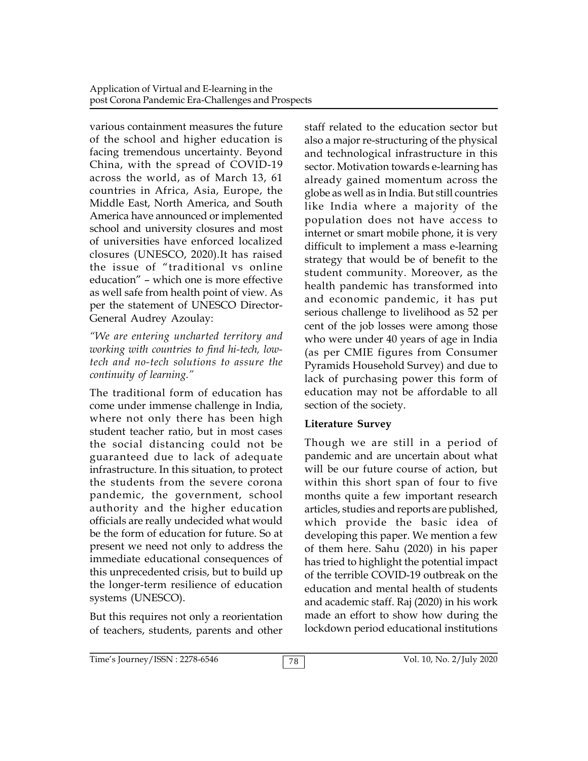various containment measures the future of the school and higher education is facing tremendous uncertainty. Beyond China, with the spread of COVID-19 across the world, as of March 13, 61 countries in Africa, Asia, Europe, the Middle East, North America, and South America have announced or implemented school and university closures and most of universities have enforced localized closures (UNESCO, 2020).It has raised the issue of "traditional vs online education" – which one is more effective as well safe from health point of view. As per the statement of UNESCO Director-General Audrey Azoulay:

*"We are entering uncharted territory and working with countries to find hi-tech, low-tech and no-tech solutions to assure the continuity of learning."*

The traditional form of education has come under immense challenge in India, where not only there has been high student teacher ratio, but in most cases the social distancing could not be guaranteed due to lack of adequate infrastructure. In this situation, to protect the students from the severe corona pandemic, the government, school authority and the higher education officials are really undecided what would be the form of education for future. So at present we need not only to address the immediate educational consequences of this unprecedented crisis, but to build up the longer-term resilience of education systems (UNESCO).

But this requires not only a reorientation of teachers, students, parents and other staff related to the education sector but also a major re-structuring of the physical and technological infrastructure in this sector. Motivation towards e-learning has already gained momentum across the globe as well as in India. But still countries like India where a majority of the population does not have access to internet or smart mobile phone, it is very difficult to implement a mass e-learning strategy that would be of benefit to the student community. Moreover, as the health pandemic has transformed into and economic pandemic, it has put serious challenge to livelihood as 52 per cent of the job losses were among those who were under 40 years of age in India (as per CMIE figures from Consumer Pyramids Household Survey) and due to lack of purchasing power this form of education may not be affordable to all section of the society.

**Literature Survey**

Though we are still in a period of pandemic and are uncertain about what will be our future course of action, but within this short span of four to five months quite a few important research articles, studies and reports are published, which provide the basic idea of developing this paper. We mention a few of them here. Sahu (2020) in his paper has tried to highlight the potential impact of the terrible COVID-19 outbreak on the education and mental health of students and academic staff. Raj (2020) in his work made an effort to show how during the lockdown period educational institutions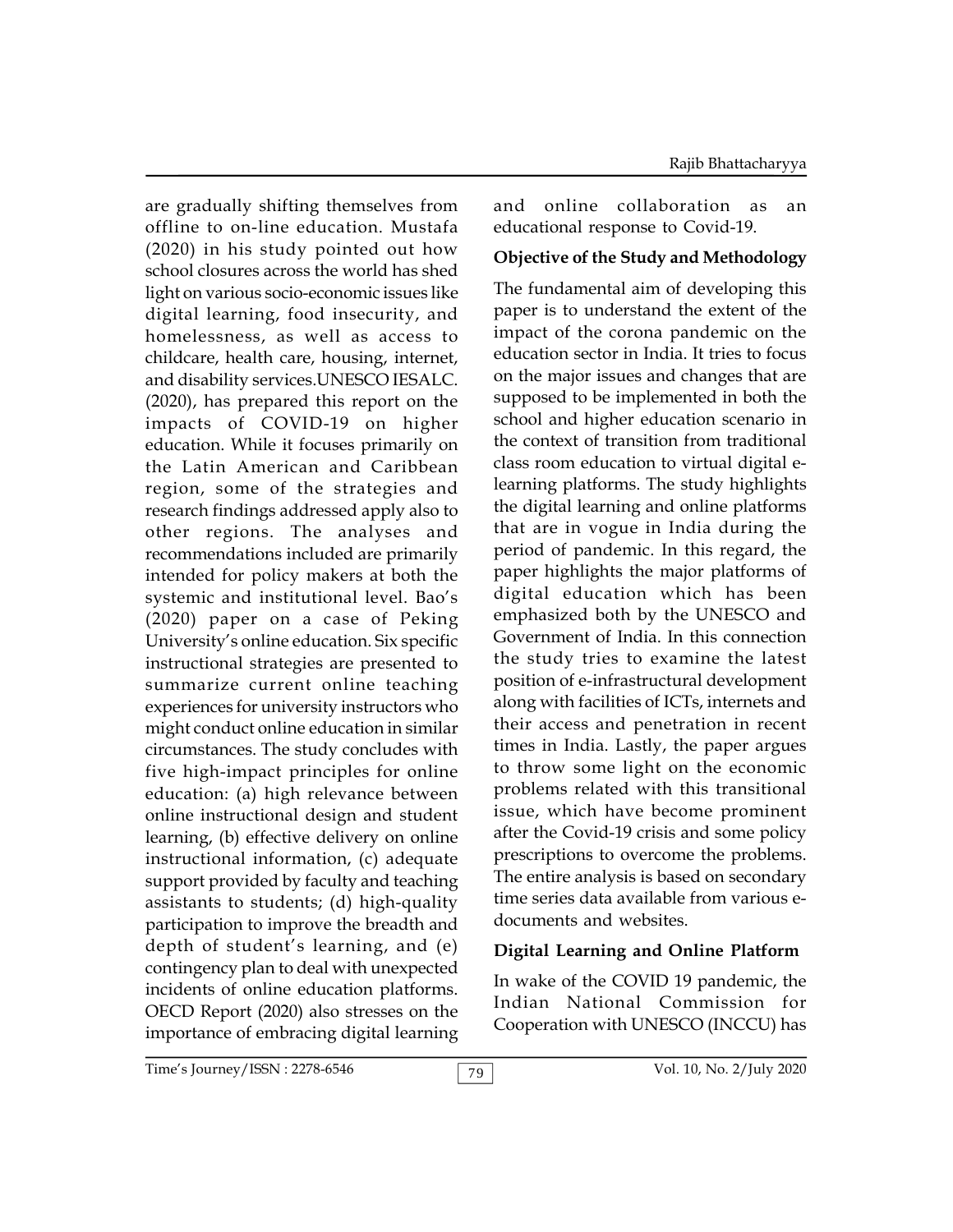are gradually shifting themselves from offline to on-line education. Mustafa (2020) in his study pointed out how school closures across the world has shed light on various socio-economic issues like digital learning, food insecurity, and homelessness, as well as access to childcare, health care, housing, internet, and disability services.UNESCO IESALC. (2020), has prepared this report on the impacts of COVID-19 on higher education. While it focuses primarily on the Latin American and Caribbean region, some of the strategies and research findings addressed apply also to other regions. The analyses and recommendations included are primarily intended for policy makers at both the systemic and institutional level. Bao's (2020) paper on a case of Peking University's online education. Six specific instructional strategies are presented to summarize current online teaching experiences for university instructors who might conduct online education in similar circumstances. The study concludes with five high-impact principles for online education: (a) high relevance between online instructional design and student learning, (b) effective delivery on online instructional information, (c) adequate support provided by faculty and teaching assistants to students; (d) high-quality participation to improve the breadth and depth of student's learning, and (e) contingency plan to deal with unexpected incidents of online education platforms. OECD Report (2020) also stresses on the importance of embracing digital learning and online collaboration as an educational response to Covid-19.

## Objective of the Study and Methodology

The fundamental aim of developing this paper is to understand the extent of the impact of the corona pandemic on the education sector in India. It tries to focus on the major issues and changes that are supposed to be implemented in both the school and higher education scenario in the context of transition from traditional class room education to virtual digital e-learning platforms. The study highlights the digital learning and online platforms that are in vogue in India during the period of pandemic. In this regard, the paper highlights the major platforms of digital education which has been emphasized both by the UNESCO and Government of India. In this connection the study tries to examine the latest position of e-infrastructural development along with facilities of ICTs, internets and their access and penetration in recent times in India. Lastly, the paper argues to throw some light on the economic problems related with this transitional issue, which have become prominent after the Covid-19 crisis and some policy prescriptions to overcome the problems. The entire analysis is based on secondary time series data available from various e-documents and websites.

## Digital Learning and Online Platform

In wake of the COVID 19 pandemic, the Indian National Commission for Cooperation with UNESCO (INCCU) has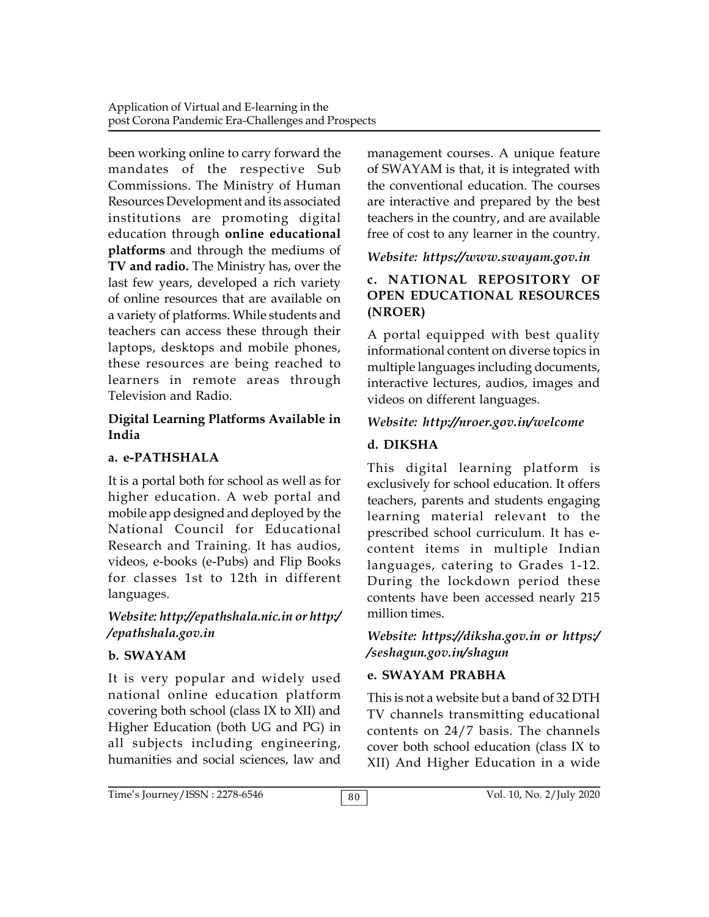been working online to carry forward the mandates of the respective Sub Commissions. The Ministry of Human Resources Development and its associated institutions are promoting digital education through **online educational platforms** and through the mediums of **TV and radio.** The Ministry has, over the last few years, developed a rich variety of online resources that are available on a variety of platforms. While students and teachers can access these through their laptops, desktops and mobile phones, these resources are being reached to learners in remote areas through Television and Radio.

### Digital Learning Platforms Available in India

#### a. e-PATHSHALA

It is a portal both for school as well as for higher education. A web portal and mobile app designed and deployed by the National Council for Educational Research and Training. It has audios, videos, e-books (e-Pubs) and Flip Books for classes 1st to 12th in different languages.

***Website: http://epathshala.nic.in or http://epathshala.gov.in***

#### b. SWAYAM

It is very popular and widely used national online education platform covering both school (class IX to XII) and Higher Education (both UG and PG) in all subjects including engineering, humanities and social sciences, law and management courses. A unique feature of SWAYAM is that, it is integrated with the conventional education. The courses are interactive and prepared by the best teachers in the country, and are available free of cost to any learner in the country.

***Website: https://www.swayam.gov.in***

#### c. NATIONAL REPOSITORY OF OPEN EDUCATIONAL RESOURCES (NROER)

A portal equipped with best quality informational content on diverse topics in multiple languages including documents, interactive lectures, audios, images and videos on different languages.

***Website: http://nroer.gov.in/welcome***

#### d. DIKSHA

This digital learning platform is exclusively for school education. It offers teachers, parents and students engaging learning material relevant to the prescribed school curriculum. It has e-content items in multiple Indian languages, catering to Grades 1-12. During the lockdown period these contents have been accessed nearly 215 million times.

***Website: https://diksha.gov.in or https://seshagun.gov.in/shagun***

#### e. SWAYAM PRABHA

This is not a website but a band of 32 DTH TV channels transmitting educational contents on 24/7 basis. The channels cover both school education (class IX to XII) And Higher Education in a wide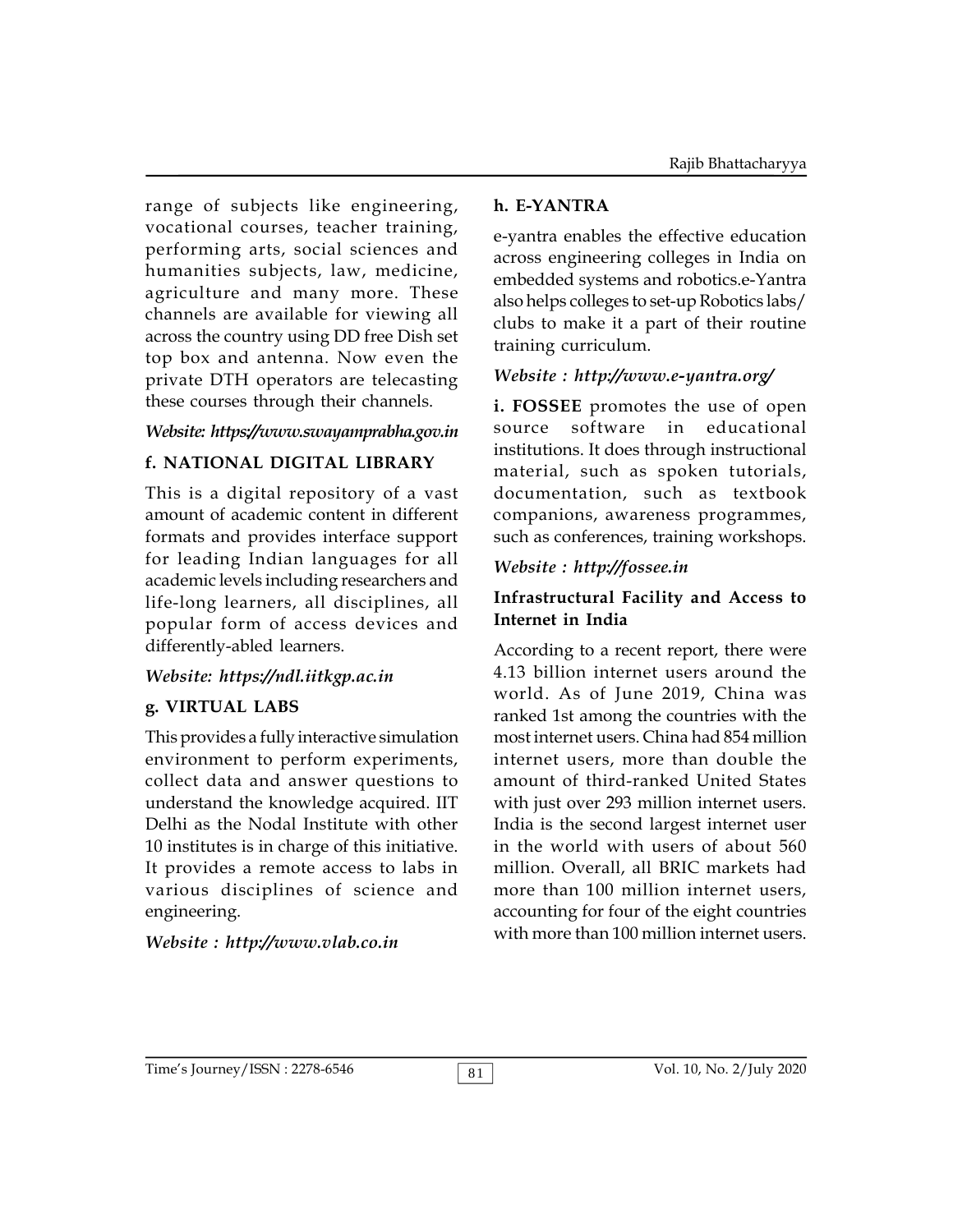range of subjects like engineering, vocational courses, teacher training, performing arts, social sciences and humanities subjects, law, medicine, agriculture and many more. These channels are available for viewing all across the country using DD free Dish set top box and antenna. Now even the private DTH operators are telecasting these courses through their channels.

*Website: https://www.swayamprabha.gov.in*

### f. NATIONAL DIGITAL LIBRARY

This is a digital repository of a vast amount of academic content in different formats and provides interface support for leading Indian languages for all academic levels including researchers and life-long learners, all disciplines, all popular form of access devices and differently-abled learners.

*Website: https://ndl.iitkgp.ac.in*

### g. VIRTUAL LABS

This provides a fully interactive simulation environment to perform experiments, collect data and answer questions to understand the knowledge acquired. IIT Delhi as the Nodal Institute with other 10 institutes is in charge of this initiative. It provides a remote access to labs in various disciplines of science and engineering.

*Website : http://www.vlab.co.in*

### h. E-YANTRA

e-yantra enables the effective education across engineering colleges in India on embedded systems and robotics.e-Yantra also helps colleges to set-up Robotics labs/ clubs to make it a part of their routine training curriculum.

*Website : http://www.e-yantra.org/*

**i. FOSSEE** promotes the use of open source software in educational institutions. It does through instructional material, such as spoken tutorials, documentation, such as textbook companions, awareness programmes, such as conferences, training workshops.

*Website : http://fossee.in*

### Infrastructural Facility and Access to Internet in India

According to a recent report, there were 4.13 billion internet users around the world. As of June 2019, China was ranked 1st among the countries with the most internet users. China had 854 million internet users, more than double the amount of third-ranked United States with just over 293 million internet users. India is the second largest internet user in the world with users of about 560 million. Overall, all BRIC markets had more than 100 million internet users, accounting for four of the eight countries with more than 100 million internet users.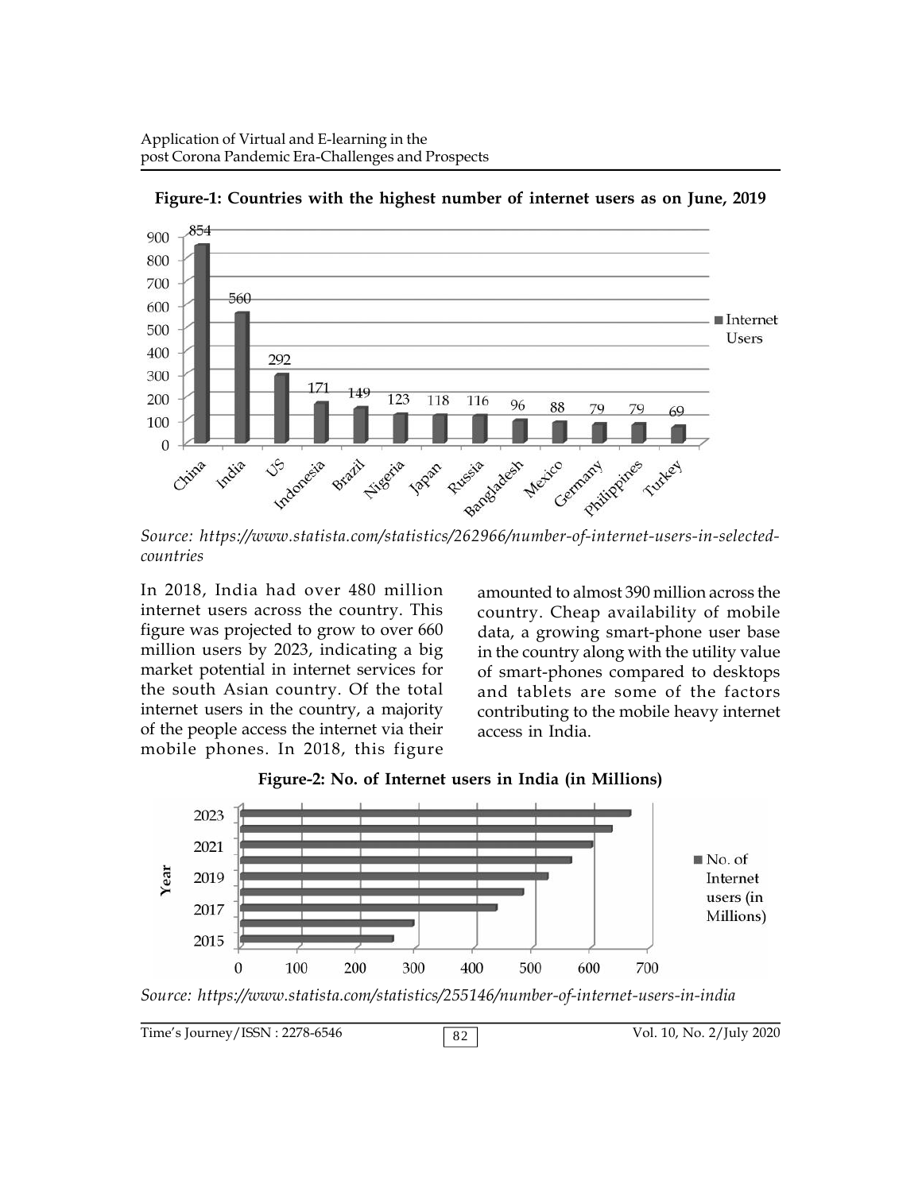**Figure-1: Countries with the highest number of internet users as on June, 2019**

Source: https://www.statista.com/statistics/262966/number-of-internet-users-in-selected-countries

In 2018, India had over 480 million internet users across the country. This figure was projected to grow to over 660 million users by 2023, indicating a big market potential in internet services for the south Asian country. Of the total internet users in the country, a majority of the people access the internet via their mobile phones. In 2018, this figure amounted to almost 390 million across the country. Cheap availability of mobile data, a growing smart-phone user base in the country along with the utility value of smart-phones compared to desktops and tablets are some of the factors contributing to the mobile heavy internet access in India.

**Figure-2: No. of Internet users in India (in Millions)**

Source: https://www.statista.com/statistics/255146/number-of-internet-users-in-india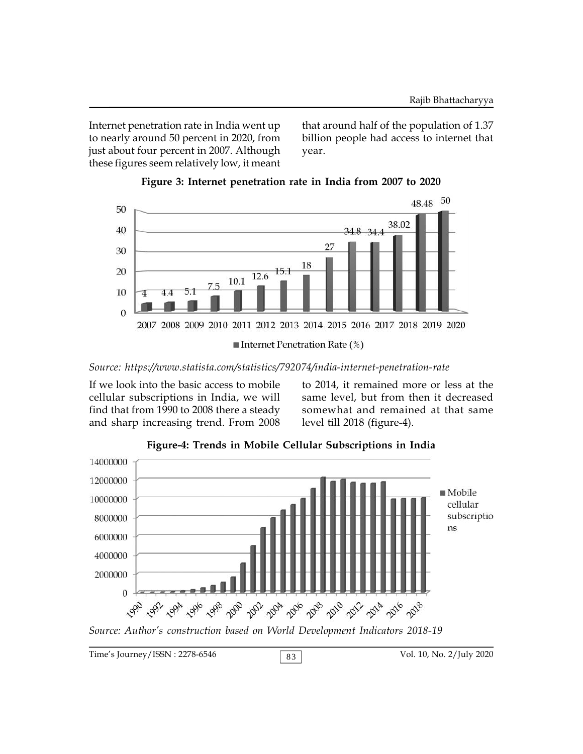Internet penetration rate in India went up to nearly around 50 percent in 2020, from just about four percent in 2007. Although these figures seem relatively low, it meant that around half of the population of 1.37 billion people had access to internet that year.

**Figure 3: Internet penetration rate in India from 2007 to 2020**

| Year | Internet Penetration Rate (%) |
|---|---|
| 2007 | 4 |
| 2008 | 4.4 |
| 2009 | 5.1 |
| 2010 | 7.5 |
| 2011 | 10.1 |
| 2012 | 12.6 |
| 2013 | 15.1 |
| 2014 | 18 |
| 2015 | 27 |
| 2016 | 34.8 |
| 2017 | 34.4 |
| 2018 | 38.02 |
| 2019 | 48.48 |
| 2020 | 50 |

*Source: https://www.statista.com/statistics/792074/india-internet-penetration-rate*

If we look into the basic access to mobile cellular subscriptions in India, we will find that from 1990 to 2008 there a steady and sharp increasing trend. From 2008 to 2014, it remained more or less at the same level, but from then it decreased somewhat and remained at that same level till 2018 (figure-4).

**Figure-4: Trends in Mobile Cellular Subscriptions in India**

*Source: Author's construction based on World Development Indicators 2018-19*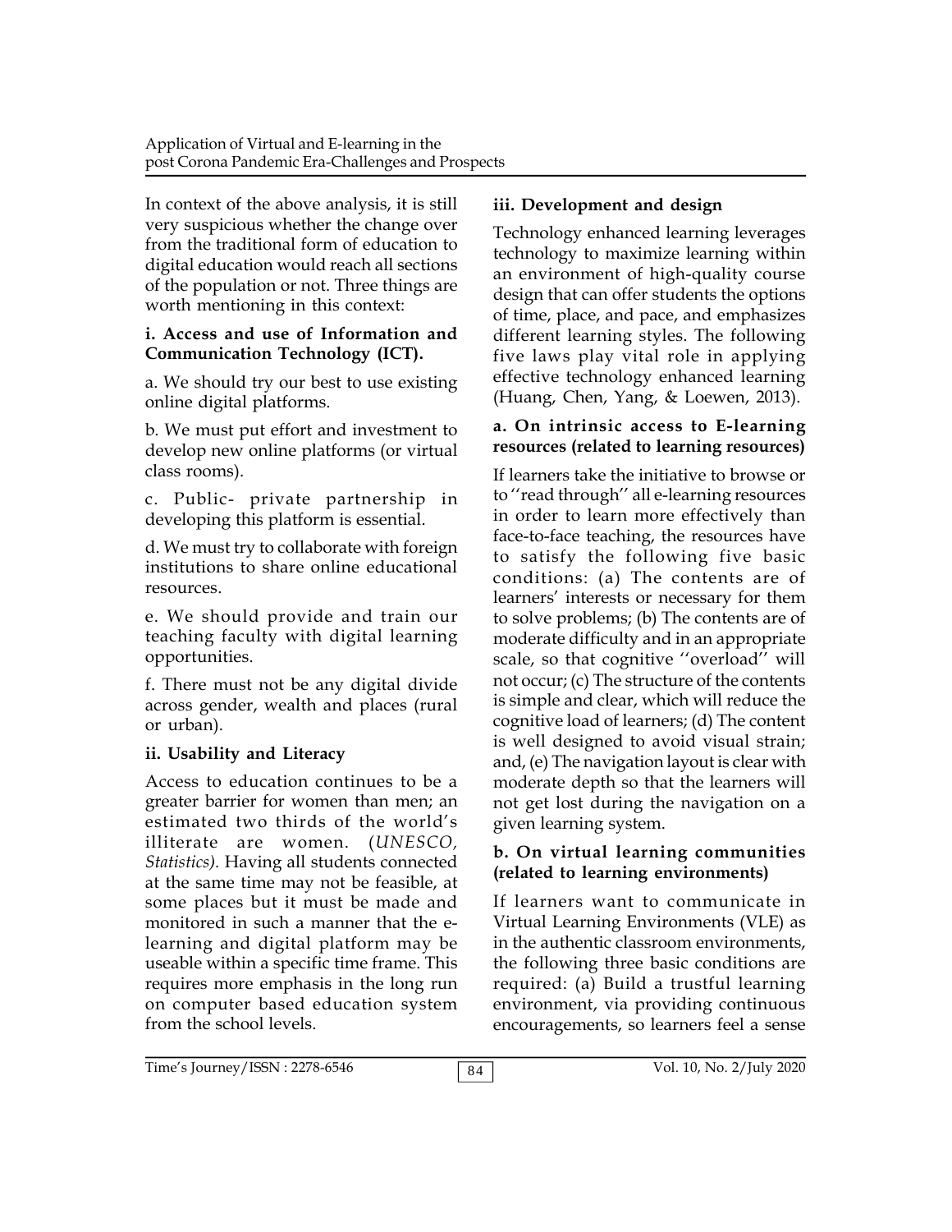In context of the above analysis, it is still very suspicious whether the change over from the traditional form of education to digital education would reach all sections of the population or not. Three things are worth mentioning in this context:

**i. Access and use of Information and Communication Technology (ICT).**

a. We should try our best to use existing online digital platforms.

b. We must put effort and investment to develop new online platforms (or virtual class rooms).

c. Public- private partnership in developing this platform is essential.

d. We must try to collaborate with foreign institutions to share online educational resources.

e. We should provide and train our teaching faculty with digital learning opportunities.

f. There must not be any digital divide across gender, wealth and places (rural or urban).

**ii. Usability and Literacy**

Access to education continues to be a greater barrier for women than men; an estimated two thirds of the world's illiterate are women. (*UNESCO, Statistics).* Having all students connected at the same time may not be feasible, at some places but it must be made and monitored in such a manner that the e-learning and digital platform may be useable within a specific time frame. This requires more emphasis in the long run on computer based education system from the school levels.

**iii. Development and design**

Technology enhanced learning leverages technology to maximize learning within an environment of high-quality course design that can offer students the options of time, place, and pace, and emphasizes different learning styles. The following five laws play vital role in applying effective technology enhanced learning (Huang, Chen, Yang, & Loewen, 2013).

**a. On intrinsic access to E-learning resources (related to learning resources)**

If learners take the initiative to browse or to ''read through'' all e-learning resources in order to learn more effectively than face-to-face teaching, the resources have to satisfy the following five basic conditions: (a) The contents are of learners' interests or necessary for them to solve problems; (b) The contents are of moderate difficulty and in an appropriate scale, so that cognitive ''overload'' will not occur; (c) The structure of the contents is simple and clear, which will reduce the cognitive load of learners; (d) The content is well designed to avoid visual strain; and, (e) The navigation layout is clear with moderate depth so that the learners will not get lost during the navigation on a given learning system.

**b. On virtual learning communities (related to learning environments)**

If learners want to communicate in Virtual Learning Environments (VLE) as in the authentic classroom environments, the following three basic conditions are required: (a) Build a trustful learning environment, via providing continuous encouragements, so learners feel a sense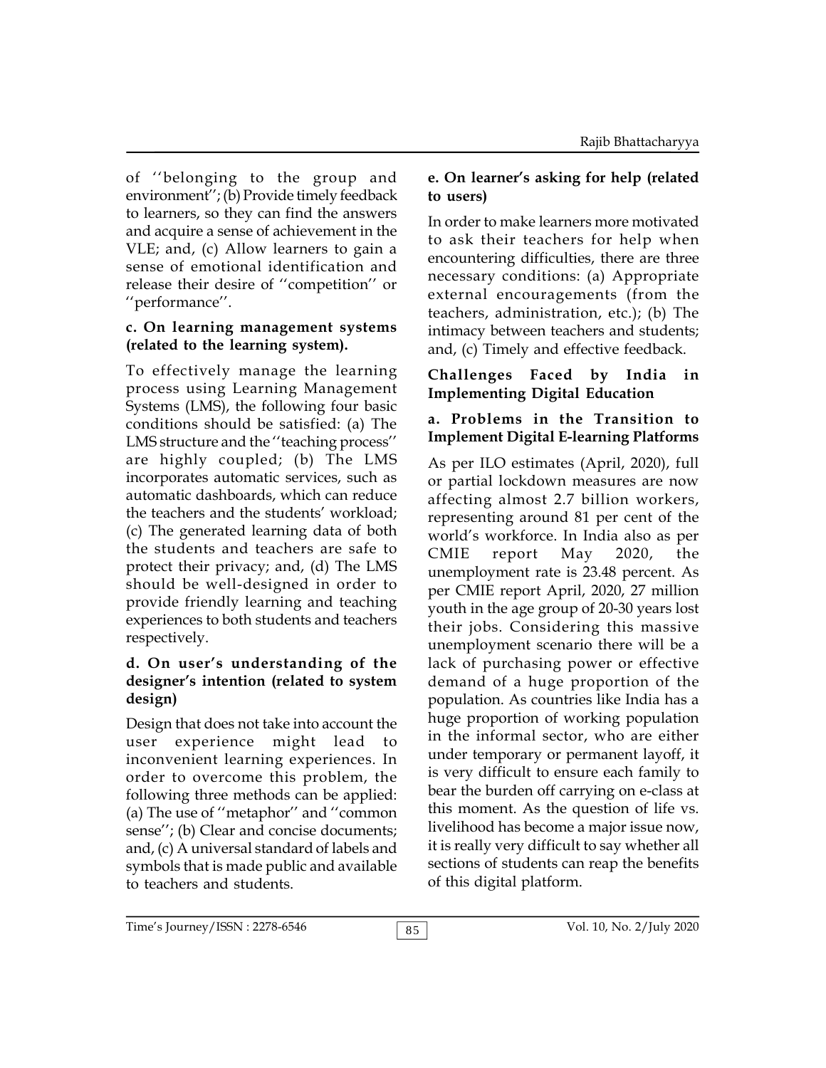of ''belonging to the group and environment''; (b) Provide timely feedback to learners, so they can find the answers and acquire a sense of achievement in the VLE; and, (c) Allow learners to gain a sense of emotional identification and release their desire of ''competition'' or ''performance''.

**c. On learning management systems (related to the learning system).**

To effectively manage the learning process using Learning Management Systems (LMS), the following four basic conditions should be satisfied: (a) The LMS structure and the ''teaching process'' are highly coupled; (b) The LMS incorporates automatic services, such as automatic dashboards, which can reduce the teachers and the students' workload; (c) The generated learning data of both the students and teachers are safe to protect their privacy; and, (d) The LMS should be well-designed in order to provide friendly learning and teaching experiences to both students and teachers respectively.

**d. On user's understanding of the designer's intention (related to system design)**

Design that does not take into account the user experience might lead to inconvenient learning experiences. In order to overcome this problem, the following three methods can be applied: (a) The use of ''metaphor'' and ''common sense''; (b) Clear and concise documents; and, (c) A universal standard of labels and symbols that is made public and available to teachers and students.

**e. On learner's asking for help (related to users)**

In order to make learners more motivated to ask their teachers for help when encountering difficulties, there are three necessary conditions: (a) Appropriate external encouragements (from the teachers, administration, etc.); (b) The intimacy between teachers and students; and, (c) Timely and effective feedback.

## Challenges Faced by India in Implementing Digital Education

**a. Problems in the Transition to Implement Digital E-learning Platforms**

As per ILO estimates (April, 2020), full or partial lockdown measures are now affecting almost 2.7 billion workers, representing around 81 per cent of the world's workforce. In India also as per CMIE report May 2020, the unemployment rate is 23.48 percent. As per CMIE report April, 2020, 27 million youth in the age group of 20-30 years lost their jobs. Considering this massive unemployment scenario there will be a lack of purchasing power or effective demand of a huge proportion of the population. As countries like India has a huge proportion of working population in the informal sector, who are either under temporary or permanent layoff, it is very difficult to ensure each family to bear the burden off carrying on e-class at this moment. As the question of life vs. livelihood has become a major issue now, it is really very difficult to say whether all sections of students can reap the benefits of this digital platform.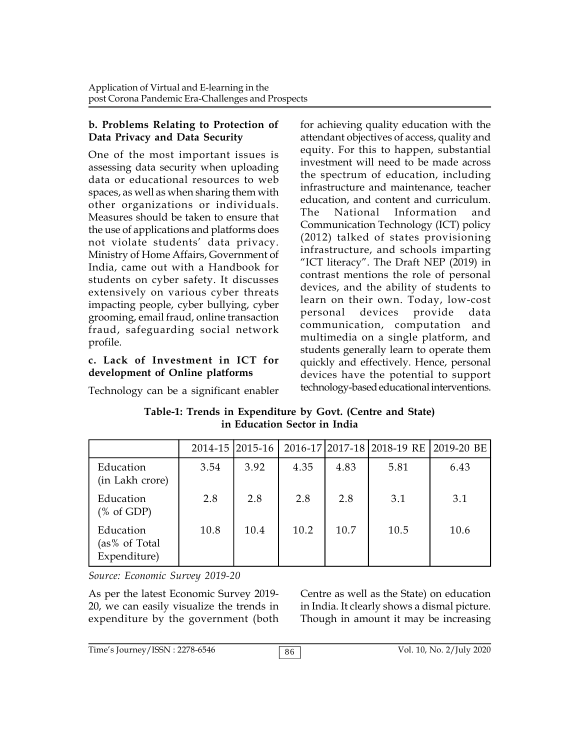**b. Problems Relating to Protection of Data Privacy and Data Security**

One of the most important issues is assessing data security when uploading data or educational resources to web spaces, as well as when sharing them with other organizations or individuals. Measures should be taken to ensure that the use of applications and platforms does not violate students' data privacy. Ministry of Home Affairs, Government of India, came out with a Handbook for students on cyber safety. It discusses extensively on various cyber threats impacting people, cyber bullying, cyber grooming, email fraud, online transaction fraud, safeguarding social network profile.

**c. Lack of Investment in ICT for development of Online platforms**

Technology can be a significant enabler for achieving quality education with the attendant objectives of access, quality and equity. For this to happen, substantial investment will need to be made across the spectrum of education, including infrastructure and maintenance, teacher education, and content and curriculum. The National Information and Communication Technology (ICT) policy (2012) talked of states provisioning infrastructure, and schools imparting "ICT literacy". The Draft NEP (2019) in contrast mentions the role of personal devices, and the ability of students to learn on their own. Today, low-cost personal devices provide data communication, computation and multimedia on a single platform, and students generally learn to operate them quickly and effectively. Hence, personal devices have the potential to support technology-based educational interventions.

**Table-1: Trends in Expenditure by Govt. (Centre and State) in Education Sector in India**

| | 2014-15 | 2015-16 | 2016-17 | 2017-18 | 2018-19 RE | 2019-20 BE |
|---|---|---|---|---|---|---|
| Education (in Lakh crore) | 3.54 | 3.92 | 4.35 | 4.83 | 5.81 | 6.43 |
| Education (% of GDP) | 2.8 | 2.8 | 2.8 | 2.8 | 3.1 | 3.1 |
| Education (as% of Total Expenditure) | 10.8 | 10.4 | 10.2 | 10.7 | 10.5 | 10.6 |

*Source: Economic Survey 2019-20*

As per the latest Economic Survey 2019-20, we can easily visualize the trends in expenditure by the government (both Centre as well as the State) on education in India. It clearly shows a dismal picture. Though in amount it may be increasing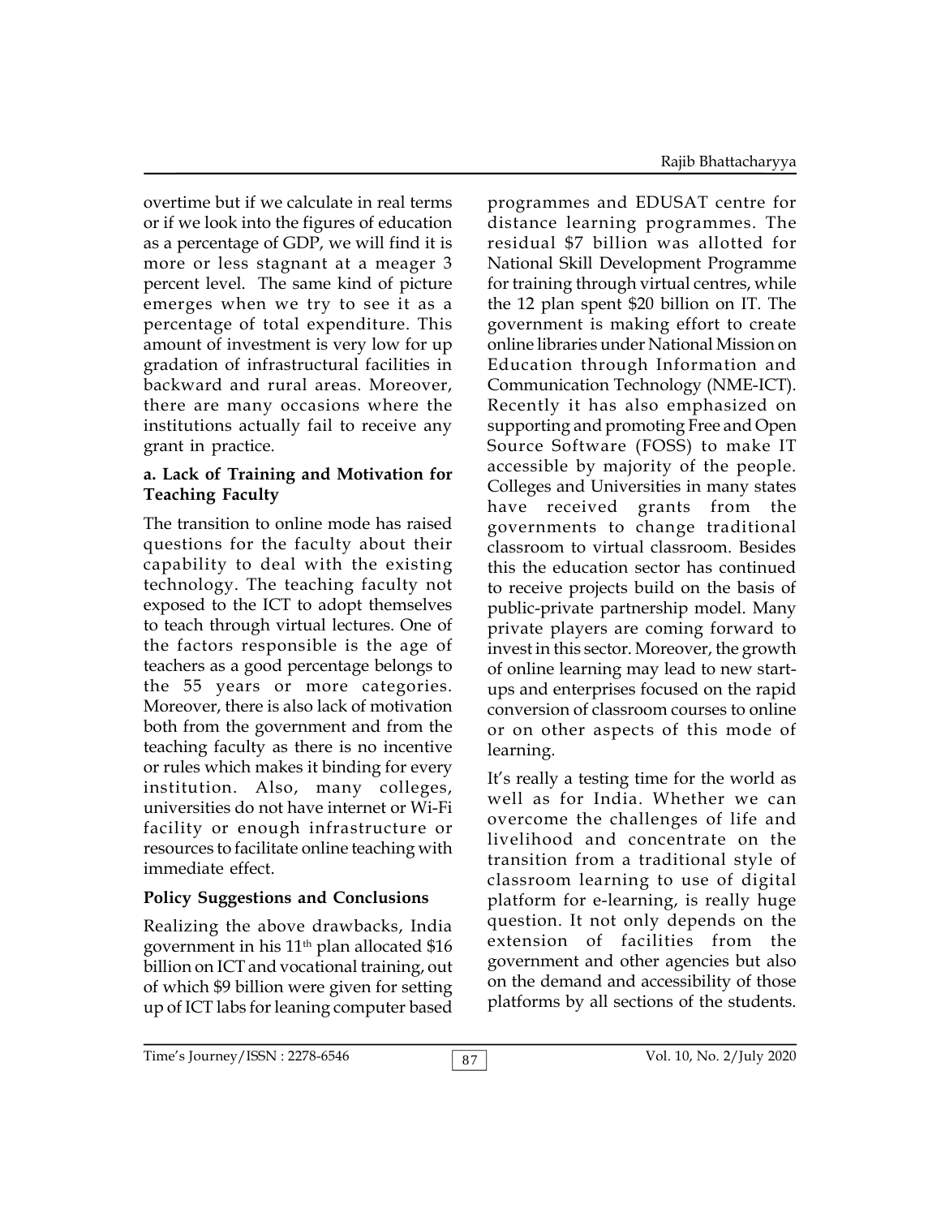overtime but if we calculate in real terms or if we look into the figures of education as a percentage of GDP, we will find it is more or less stagnant at a meager 3 percent level. The same kind of picture emerges when we try to see it as a percentage of total expenditure. This amount of investment is very low for up gradation of infrastructural facilities in backward and rural areas. Moreover, there are many occasions where the institutions actually fail to receive any grant in practice.

### a. Lack of Training and Motivation for Teaching Faculty

The transition to online mode has raised questions for the faculty about their capability to deal with the existing technology. The teaching faculty not exposed to the ICT to adopt themselves to teach through virtual lectures. One of the factors responsible is the age of teachers as a good percentage belongs to the 55 years or more categories. Moreover, there is also lack of motivation both from the government and from the teaching faculty as there is no incentive or rules which makes it binding for every institution. Also, many colleges, universities do not have internet or Wi-Fi facility or enough infrastructure or resources to facilitate online teaching with immediate effect.

## Policy Suggestions and Conclusions

Realizing the above drawbacks, India government in his 11th plan allocated $16 billion on ICT and vocational training, out of which $9 billion were given for setting up of ICT labs for leaning computer based programmes and EDUSAT centre for distance learning programmes. The residual $7 billion was allotted for National Skill Development Programme for training through virtual centres, while the 12 plan spent $20 billion on IT. The government is making effort to create online libraries under National Mission on Education through Information and Communication Technology (NME-ICT). Recently it has also emphasized on supporting and promoting Free and Open Source Software (FOSS) to make IT accessible by majority of the people. Colleges and Universities in many states have received grants from the governments to change traditional classroom to virtual classroom. Besides this the education sector has continued to receive projects build on the basis of public-private partnership model. Many private players are coming forward to invest in this sector. Moreover, the growth of online learning may lead to new start-ups and enterprises focused on the rapid conversion of classroom courses to online or on other aspects of this mode of learning.

It's really a testing time for the world as well as for India. Whether we can overcome the challenges of life and livelihood and concentrate on the transition from a traditional style of classroom learning to use of digital platform for e-learning, is really huge question. It not only depends on the extension of facilities from the government and other agencies but also on the demand and accessibility of those platforms by all sections of the students.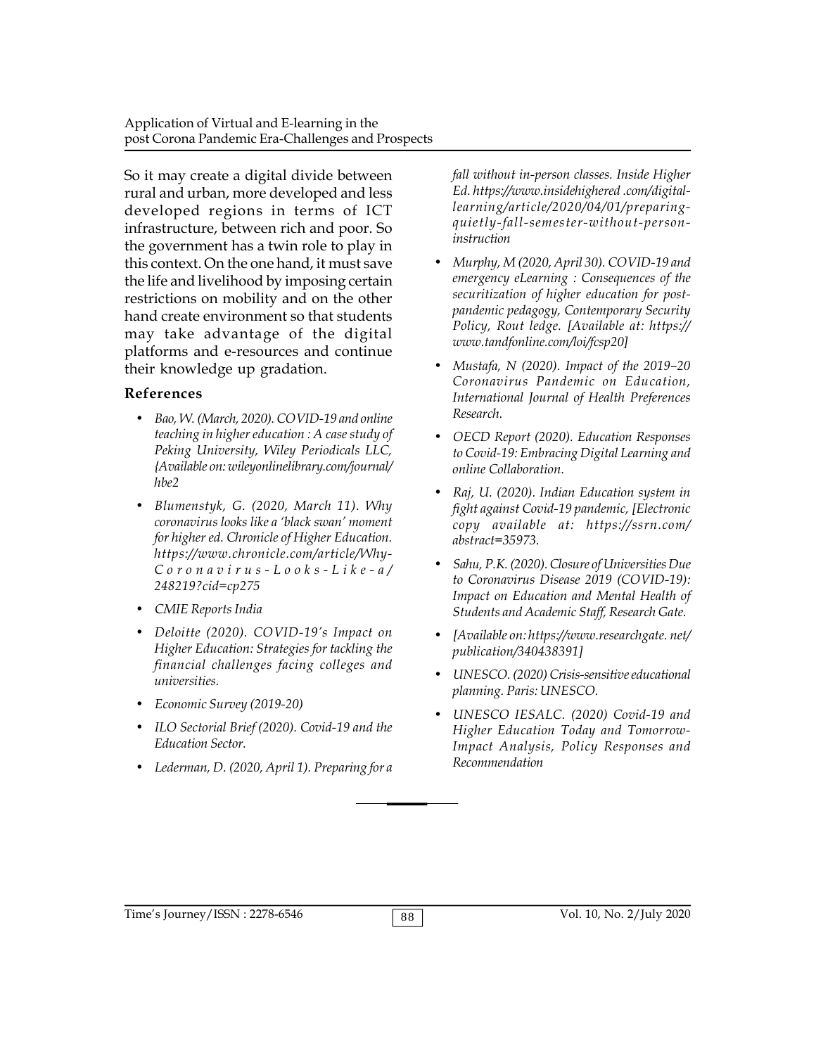So it may create a digital divide between rural and urban, more developed and less developed regions in terms of ICT infrastructure, between rich and poor. So the government has a twin role to play in this context. On the one hand, it must save the life and livelihood by imposing certain restrictions on mobility and on the other hand create environment so that students may take advantage of the digital platforms and e-resources and continue their knowledge up gradation.

## References

- *Bao, W. (March, 2020). COVID-19 and online teaching in higher education : A case study of Peking University, Wiley Periodicals LLC, {Available on: wileyonlinelibrary.com/journal/hbe2*
- *Blumenstyk, G. (2020, March 11). Why coronavirus looks like a 'black swan' moment for higher ed. Chronicle of Higher Education. https://www.chronicle.com/article/Why-Coronavirus-Looks-Like-a/248219?cid=cp275*
- *CMIE Reports India*
- *Deloitte (2020). COVID-19's Impact on Higher Education: Strategies for tackling the financial challenges facing colleges and universities.*
- *Economic Survey (2019-20)*
- *ILO Sectorial Brief (2020). Covid-19 and the Education Sector.*
- *Lederman, D. (2020, April 1). Preparing for a fall without in-person classes. Inside Higher Ed. https://www.insidehighered .com/digital-learning/article/2020/04/01/preparing-quietly-fall-semester-without-person-instruction*
- *Murphy, M (2020, April 30). COVID-19 and emergency eLearning : Consequences of the securitization of higher education for post-pandemic pedagogy, Contemporary Security Policy, Rout ledge. [Available at: https://www.tandfonline.com/loi/fcsp20]*
- *Mustafa, N (2020). Impact of the 2019–20 Coronavirus Pandemic on Education, International Journal of Health Preferences Research.*
- *OECD Report (2020). Education Responses to Covid-19: Embracing Digital Learning and online Collaboration.*
- *Raj, U. (2020). Indian Education system in fight against Covid-19 pandemic, [Electronic copy available at: https://ssrn.com/abstract=35973.*
- *Sahu, P.K. (2020). Closure of Universities Due to Coronavirus Disease 2019 (COVID-19): Impact on Education and Mental Health of Students and Academic Staff, Research Gate.*
- *[Available on: https://www.researchgate. net/publication/340438391]*
- *UNESCO. (2020) Crisis-sensitive educational planning. Paris: UNESCO.*
- *UNESCO IESALC. (2020) Covid-19 and Higher Education Today and Tomorrow-Impact Analysis, Policy Responses and Recommendation*